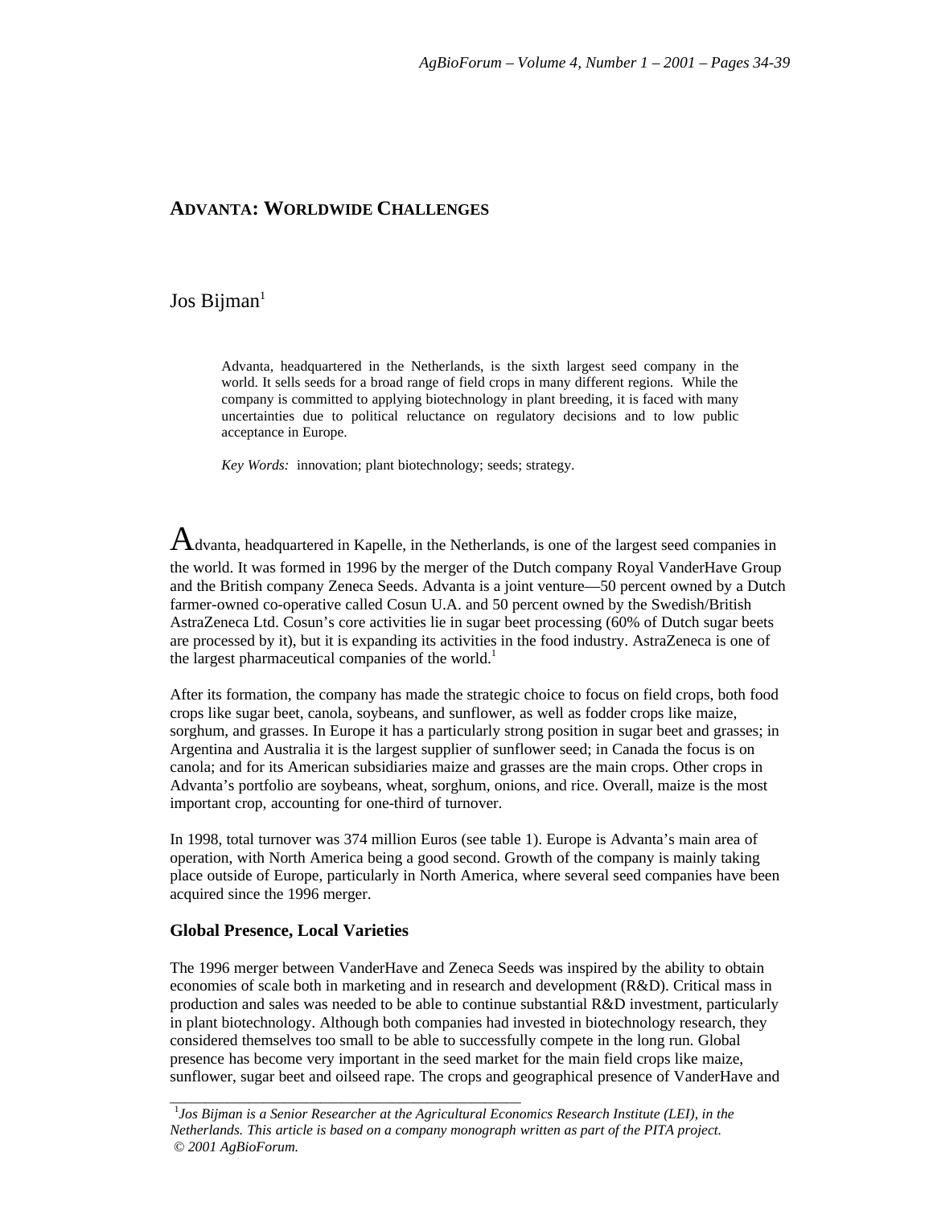# ADVANTA: WORLDWIDE CHALLENGES

Jos Bijman[1]

> Advanta, headquartered in the Netherlands, is the sixth largest seed company in the world. It sells seeds for a broad range of field crops in many different regions. While the company is committed to applying biotechnology in plant breeding, it is faced with many uncertainties due to political reluctance on regulatory decisions and to low public acceptance in Europe.
>
> *Key Words:* innovation; plant biotechnology; seeds; strategy.

Advanta, headquartered in Kapelle, in the Netherlands, is one of the largest seed companies in the world. It was formed in 1996 by the merger of the Dutch company Royal VanderHave Group and the British company Zeneca Seeds. Advanta is a joint venture—50 percent owned by a Dutch farmer-owned co-operative called Cosun U.A. and 50 percent owned by the Swedish/British AstraZeneca Ltd. Cosun's core activities lie in sugar beet processing (60% of Dutch sugar beets are processed by it), but it is expanding its activities in the food industry. AstraZeneca is one of the largest pharmaceutical companies of the world.[1]

After its formation, the company has made the strategic choice to focus on field crops, both food crops like sugar beet, canola, soybeans, and sunflower, as well as fodder crops like maize, sorghum, and grasses. In Europe it has a particularly strong position in sugar beet and grasses; in Argentina and Australia it is the largest supplier of sunflower seed; in Canada the focus is on canola; and for its American subsidiaries maize and grasses are the main crops. Other crops in Advanta's portfolio are soybeans, wheat, sorghum, onions, and rice. Overall, maize is the most important crop, accounting for one-third of turnover.

In 1998, total turnover was 374 million Euros (see table 1). Europe is Advanta's main area of operation, with North America being a good second. Growth of the company is mainly taking place outside of Europe, particularly in North America, where several seed companies have been acquired since the 1996 merger.

## Global Presence, Local Varieties

The 1996 merger between VanderHave and Zeneca Seeds was inspired by the ability to obtain economies of scale both in marketing and in research and development (R&D). Critical mass in production and sales was needed to be able to continue substantial R&D investment, particularly in plant biotechnology. Although both companies had invested in biotechnology research, they considered themselves too small to be able to successfully compete in the long run. Global presence has become very important in the seed market for the main field crops like maize, sunflower, sugar beet and oilseed rape. The crops and geographical presence of VanderHave and

---

[1] *Jos Bijman is a Senior Researcher at the Agricultural Economics Research Institute (LEI), in the Netherlands. This article is based on a company monograph written as part of the PITA project.*
*© 2001 AgBioForum.*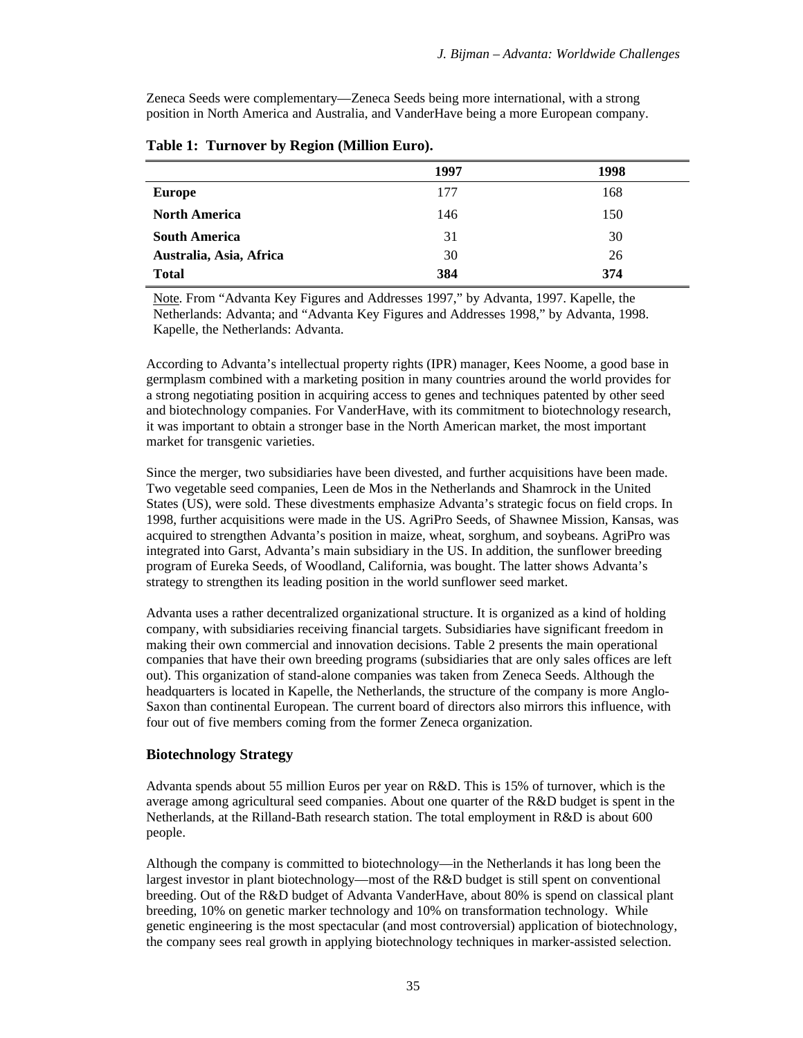Zeneca Seeds were complementary—Zeneca Seeds being more international, with a strong position in North America and Australia, and VanderHave being a more European company.

**Table 1: Turnover by Region (Million Euro).**

| | 1997 | 1998 |
|---|---|---|
| **Europe** | 177 | 168 |
| **North America** | 146 | 150 |
| **South America** | 31 | 30 |
| **Australia, Asia, Africa** | 30 | 26 |
| **Total** | **384** | **374** |

Note. From "Advanta Key Figures and Addresses 1997," by Advanta, 1997. Kapelle, the Netherlands: Advanta; and "Advanta Key Figures and Addresses 1998," by Advanta, 1998. Kapelle, the Netherlands: Advanta.

According to Advanta's intellectual property rights (IPR) manager, Kees Noome, a good base in germplasm combined with a marketing position in many countries around the world provides for a strong negotiating position in acquiring access to genes and techniques patented by other seed and biotechnology companies. For VanderHave, with its commitment to biotechnology research, it was important to obtain a stronger base in the North American market, the most important market for transgenic varieties.

Since the merger, two subsidiaries have been divested, and further acquisitions have been made. Two vegetable seed companies, Leen de Mos in the Netherlands and Shamrock in the United States (US), were sold. These divestments emphasize Advanta's strategic focus on field crops. In 1998, further acquisitions were made in the US. AgriPro Seeds, of Shawnee Mission, Kansas, was acquired to strengthen Advanta's position in maize, wheat, sorghum, and soybeans. AgriPro was integrated into Garst, Advanta's main subsidiary in the US. In addition, the sunflower breeding program of Eureka Seeds, of Woodland, California, was bought. The latter shows Advanta's strategy to strengthen its leading position in the world sunflower seed market.

Advanta uses a rather decentralized organizational structure. It is organized as a kind of holding company, with subsidiaries receiving financial targets. Subsidiaries have significant freedom in making their own commercial and innovation decisions. Table 2 presents the main operational companies that have their own breeding programs (subsidiaries that are only sales offices are left out). This organization of stand-alone companies was taken from Zeneca Seeds. Although the headquarters is located in Kapelle, the Netherlands, the structure of the company is more Anglo-Saxon than continental European. The current board of directors also mirrors this influence, with four out of five members coming from the former Zeneca organization.

## Biotechnology Strategy

Advanta spends about 55 million Euros per year on R&D. This is 15% of turnover, which is the average among agricultural seed companies. About one quarter of the R&D budget is spent in the Netherlands, at the Rilland-Bath research station. The total employment in R&D is about 600 people.

Although the company is committed to biotechnology—in the Netherlands it has long been the largest investor in plant biotechnology—most of the R&D budget is still spent on conventional breeding. Out of the R&D budget of Advanta VanderHave, about 80% is spend on classical plant breeding, 10% on genetic marker technology and 10% on transformation technology. While genetic engineering is the most spectacular (and most controversial) application of biotechnology, the company sees real growth in applying biotechnology techniques in marker-assisted selection.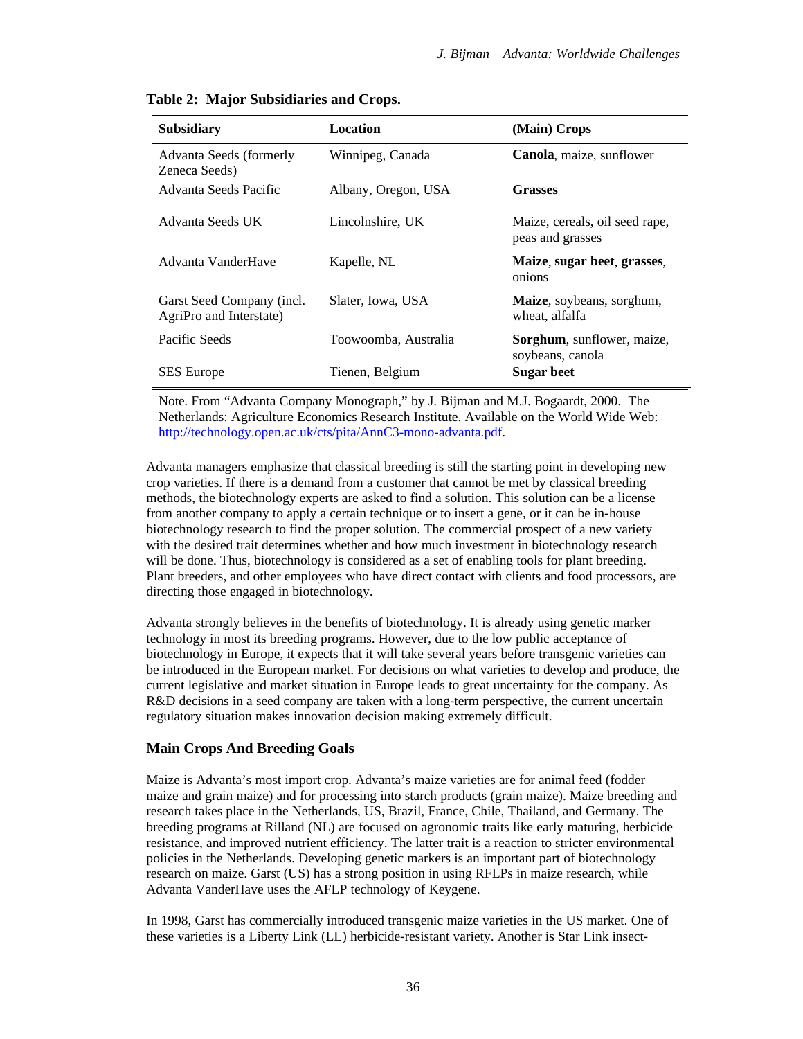**Table 2: Major Subsidiaries and Crops.**

| Subsidiary | Location | (Main) Crops |
|---|---|---|
| Advanta Seeds (formerly Zeneca Seeds) | Winnipeg, Canada | **Canola**, maize, sunflower |
| Advanta Seeds Pacific | Albany, Oregon, USA | **Grasses** |
| Advanta Seeds UK | Lincolnshire, UK | Maize, cereals, oil seed rape, peas and grasses |
| Advanta VanderHave | Kapelle, NL | **Maize**, **sugar beet**, **grasses**, onions |
| Garst Seed Company (incl. AgriPro and Interstate) | Slater, Iowa, USA | **Maize**, soybeans, sorghum, wheat, alfalfa |
| Pacific Seeds | Toowoomba, Australia | **Sorghum**, sunflower, maize, soybeans, canola |
| SES Europe | Tienen, Belgium | **Sugar beet** |

Note. From "Advanta Company Monograph," by J. Bijman and M.J. Bogaardt, 2000. The Netherlands: Agriculture Economics Research Institute. Available on the World Wide Web: http://technology.open.ac.uk/cts/pita/AnnC3-mono-advanta.pdf.

Advanta managers emphasize that classical breeding is still the starting point in developing new crop varieties. If there is a demand from a customer that cannot be met by classical breeding methods, the biotechnology experts are asked to find a solution. This solution can be a license from another company to apply a certain technique or to insert a gene, or it can be in-house biotechnology research to find the proper solution. The commercial prospect of a new variety with the desired trait determines whether and how much investment in biotechnology research will be done. Thus, biotechnology is considered as a set of enabling tools for plant breeding. Plant breeders, and other employees who have direct contact with clients and food processors, are directing those engaged in biotechnology.

Advanta strongly believes in the benefits of biotechnology. It is already using genetic marker technology in most its breeding programs. However, due to the low public acceptance of biotechnology in Europe, it expects that it will take several years before transgenic varieties can be introduced in the European market. For decisions on what varieties to develop and produce, the current legislative and market situation in Europe leads to great uncertainty for the company. As R&D decisions in a seed company are taken with a long-term perspective, the current uncertain regulatory situation makes innovation decision making extremely difficult.

## Main Crops And Breeding Goals

Maize is Advanta's most import crop. Advanta's maize varieties are for animal feed (fodder maize and grain maize) and for processing into starch products (grain maize). Maize breeding and research takes place in the Netherlands, US, Brazil, France, Chile, Thailand, and Germany. The breeding programs at Rilland (NL) are focused on agronomic traits like early maturing, herbicide resistance, and improved nutrient efficiency. The latter trait is a reaction to stricter environmental policies in the Netherlands. Developing genetic markers is an important part of biotechnology research on maize. Garst (US) has a strong position in using RFLPs in maize research, while Advanta VanderHave uses the AFLP technology of Keygene.

In 1998, Garst has commercially introduced transgenic maize varieties in the US market. One of these varieties is a Liberty Link (LL) herbicide-resistant variety. Another is Star Link insect-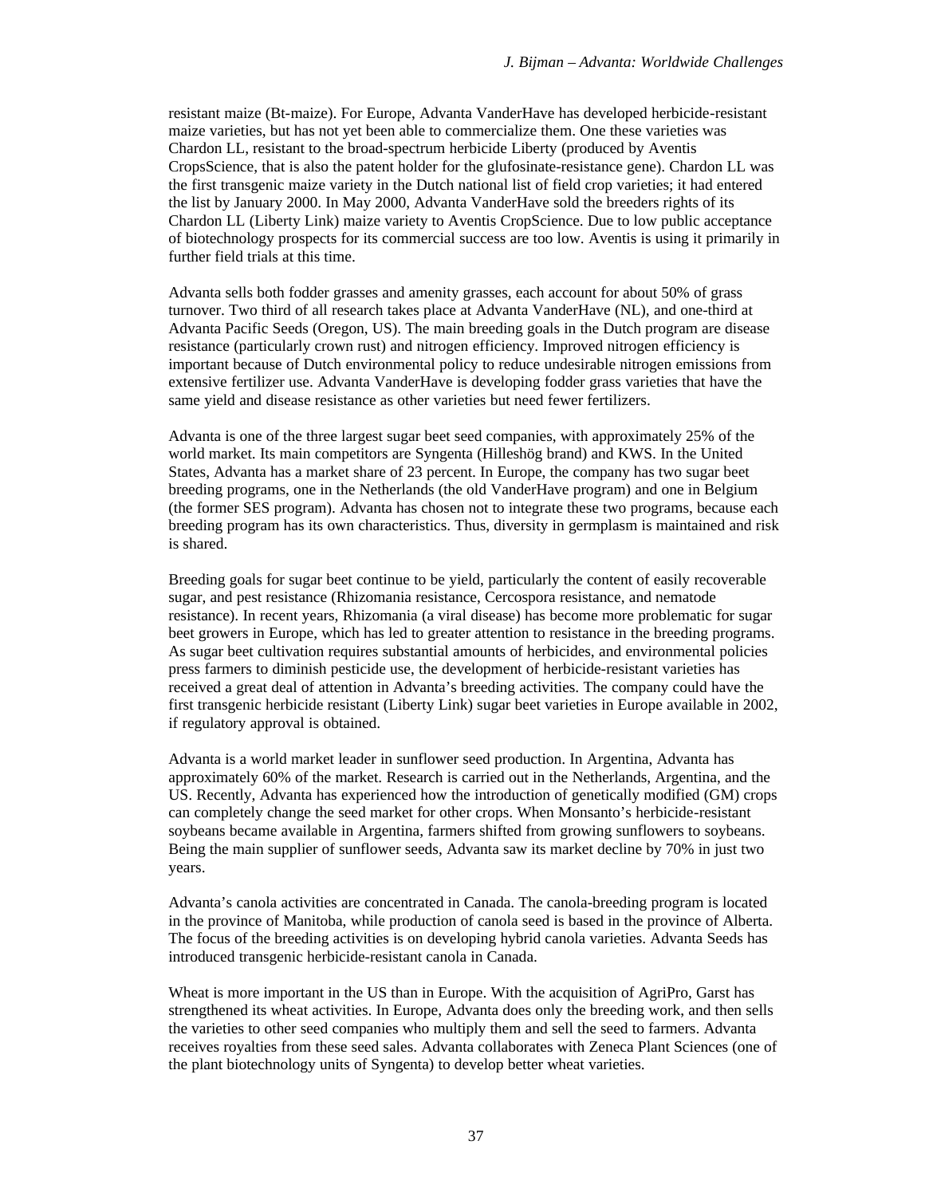resistant maize (Bt-maize). For Europe, Advanta VanderHave has developed herbicide-resistant maize varieties, but has not yet been able to commercialize them. One these varieties was Chardon LL, resistant to the broad-spectrum herbicide Liberty (produced by Aventis CropsScience, that is also the patent holder for the glufosinate-resistance gene). Chardon LL was the first transgenic maize variety in the Dutch national list of field crop varieties; it had entered the list by January 2000. In May 2000, Advanta VanderHave sold the breeders rights of its Chardon LL (Liberty Link) maize variety to Aventis CropScience. Due to low public acceptance of biotechnology prospects for its commercial success are too low. Aventis is using it primarily in further field trials at this time.

Advanta sells both fodder grasses and amenity grasses, each account for about 50% of grass turnover. Two third of all research takes place at Advanta VanderHave (NL), and one-third at Advanta Pacific Seeds (Oregon, US). The main breeding goals in the Dutch program are disease resistance (particularly crown rust) and nitrogen efficiency. Improved nitrogen efficiency is important because of Dutch environmental policy to reduce undesirable nitrogen emissions from extensive fertilizer use. Advanta VanderHave is developing fodder grass varieties that have the same yield and disease resistance as other varieties but need fewer fertilizers.

Advanta is one of the three largest sugar beet seed companies, with approximately 25% of the world market. Its main competitors are Syngenta (Hilleshög brand) and KWS. In the United States, Advanta has a market share of 23 percent. In Europe, the company has two sugar beet breeding programs, one in the Netherlands (the old VanderHave program) and one in Belgium (the former SES program). Advanta has chosen not to integrate these two programs, because each breeding program has its own characteristics. Thus, diversity in germplasm is maintained and risk is shared.

Breeding goals for sugar beet continue to be yield, particularly the content of easily recoverable sugar, and pest resistance (Rhizomania resistance, Cercospora resistance, and nematode resistance). In recent years, Rhizomania (a viral disease) has become more problematic for sugar beet growers in Europe, which has led to greater attention to resistance in the breeding programs. As sugar beet cultivation requires substantial amounts of herbicides, and environmental policies press farmers to diminish pesticide use, the development of herbicide-resistant varieties has received a great deal of attention in Advanta's breeding activities. The company could have the first transgenic herbicide resistant (Liberty Link) sugar beet varieties in Europe available in 2002, if regulatory approval is obtained.

Advanta is a world market leader in sunflower seed production. In Argentina, Advanta has approximately 60% of the market. Research is carried out in the Netherlands, Argentina, and the US. Recently, Advanta has experienced how the introduction of genetically modified (GM) crops can completely change the seed market for other crops. When Monsanto's herbicide-resistant soybeans became available in Argentina, farmers shifted from growing sunflowers to soybeans. Being the main supplier of sunflower seeds, Advanta saw its market decline by 70% in just two years.

Advanta's canola activities are concentrated in Canada. The canola-breeding program is located in the province of Manitoba, while production of canola seed is based in the province of Alberta. The focus of the breeding activities is on developing hybrid canola varieties. Advanta Seeds has introduced transgenic herbicide-resistant canola in Canada.

Wheat is more important in the US than in Europe. With the acquisition of AgriPro, Garst has strengthened its wheat activities. In Europe, Advanta does only the breeding work, and then sells the varieties to other seed companies who multiply them and sell the seed to farmers. Advanta receives royalties from these seed sales. Advanta collaborates with Zeneca Plant Sciences (one of the plant biotechnology units of Syngenta) to develop better wheat varieties.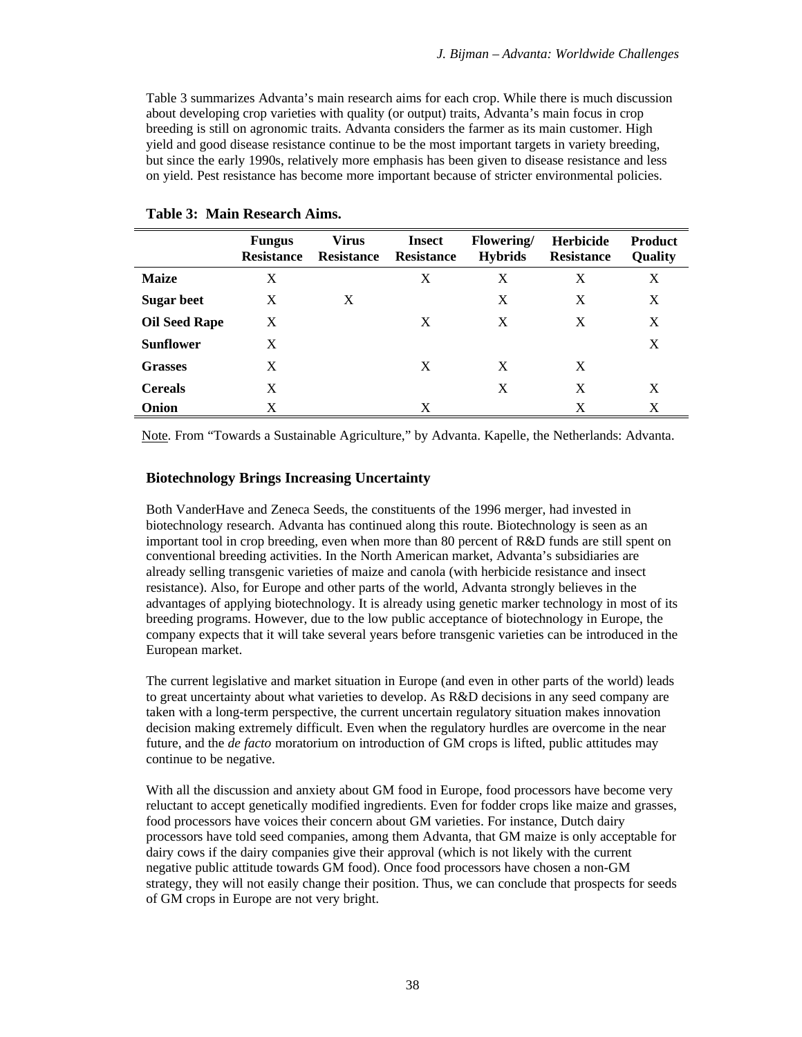Table 3 summarizes Advanta's main research aims for each crop. While there is much discussion about developing crop varieties with quality (or output) traits, Advanta's main focus in crop breeding is still on agronomic traits. Advanta considers the farmer as its main customer. High yield and good disease resistance continue to be the most important targets in variety breeding, but since the early 1990s, relatively more emphasis has been given to disease resistance and less on yield. Pest resistance has become more important because of stricter environmental policies.

**Table 3: Main Research Aims.**

| | Fungus Resistance | Virus Resistance | Insect Resistance | Flowering/ Hybrids | Herbicide Resistance | Product Quality |
|---|---|---|---|---|---|---|
| **Maize** | X | | X | X | X | X |
| **Sugar beet** | X | X | | X | X | X |
| **Oil Seed Rape** | X | | X | X | X | X |
| **Sunflower** | X | | | | | X |
| **Grasses** | X | | X | X | X | |
| **Cereals** | X | | | X | X | X |
| **Onion** | X | | X | | X | X |

Note. From "Towards a Sustainable Agriculture," by Advanta. Kapelle, the Netherlands: Advanta.

### Biotechnology Brings Increasing Uncertainty

Both VanderHave and Zeneca Seeds, the constituents of the 1996 merger, had invested in biotechnology research. Advanta has continued along this route. Biotechnology is seen as an important tool in crop breeding, even when more than 80 percent of R&D funds are still spent on conventional breeding activities. In the North American market, Advanta's subsidiaries are already selling transgenic varieties of maize and canola (with herbicide resistance and insect resistance). Also, for Europe and other parts of the world, Advanta strongly believes in the advantages of applying biotechnology. It is already using genetic marker technology in most of its breeding programs. However, due to the low public acceptance of biotechnology in Europe, the company expects that it will take several years before transgenic varieties can be introduced in the European market.

The current legislative and market situation in Europe (and even in other parts of the world) leads to great uncertainty about what varieties to develop. As R&D decisions in any seed company are taken with a long-term perspective, the current uncertain regulatory situation makes innovation decision making extremely difficult. Even when the regulatory hurdles are overcome in the near future, and the *de facto* moratorium on introduction of GM crops is lifted, public attitudes may continue to be negative.

With all the discussion and anxiety about GM food in Europe, food processors have become very reluctant to accept genetically modified ingredients. Even for fodder crops like maize and grasses, food processors have voices their concern about GM varieties. For instance, Dutch dairy processors have told seed companies, among them Advanta, that GM maize is only acceptable for dairy cows if the dairy companies give their approval (which is not likely with the current negative public attitude towards GM food). Once food processors have chosen a non-GM strategy, they will not easily change their position. Thus, we can conclude that prospects for seeds of GM crops in Europe are not very bright.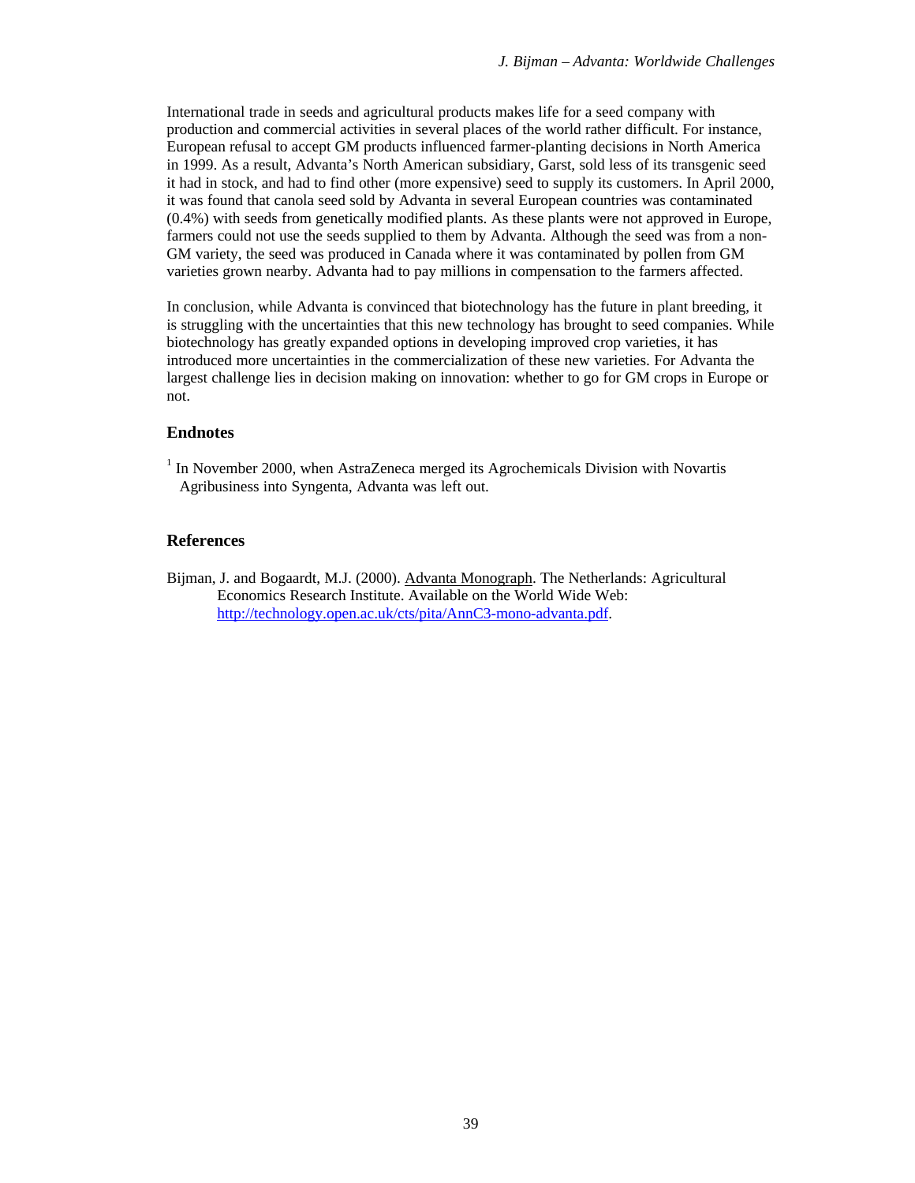International trade in seeds and agricultural products makes life for a seed company with production and commercial activities in several places of the world rather difficult. For instance, European refusal to accept GM products influenced farmer-planting decisions in North America in 1999. As a result, Advanta's North American subsidiary, Garst, sold less of its transgenic seed it had in stock, and had to find other (more expensive) seed to supply its customers. In April 2000, it was found that canola seed sold by Advanta in several European countries was contaminated (0.4%) with seeds from genetically modified plants. As these plants were not approved in Europe, farmers could not use the seeds supplied to them by Advanta. Although the seed was from a non-GM variety, the seed was produced in Canada where it was contaminated by pollen from GM varieties grown nearby. Advanta had to pay millions in compensation to the farmers affected.

In conclusion, while Advanta is convinced that biotechnology has the future in plant breeding, it is struggling with the uncertainties that this new technology has brought to seed companies. While biotechnology has greatly expanded options in developing improved crop varieties, it has introduced more uncertainties in the commercialization of these new varieties. For Advanta the largest challenge lies in decision making on innovation: whether to go for GM crops in Europe or not.

## Endnotes

[1] In November 2000, when AstraZeneca merged its Agrochemicals Division with Novartis Agribusiness into Syngenta, Advanta was left out.

## References

Bijman, J. and Bogaardt, M.J. (2000). Advanta Monograph. The Netherlands: Agricultural Economics Research Institute. Available on the World Wide Web: http://technology.open.ac.uk/cts/pita/AnnC3-mono-advanta.pdf.